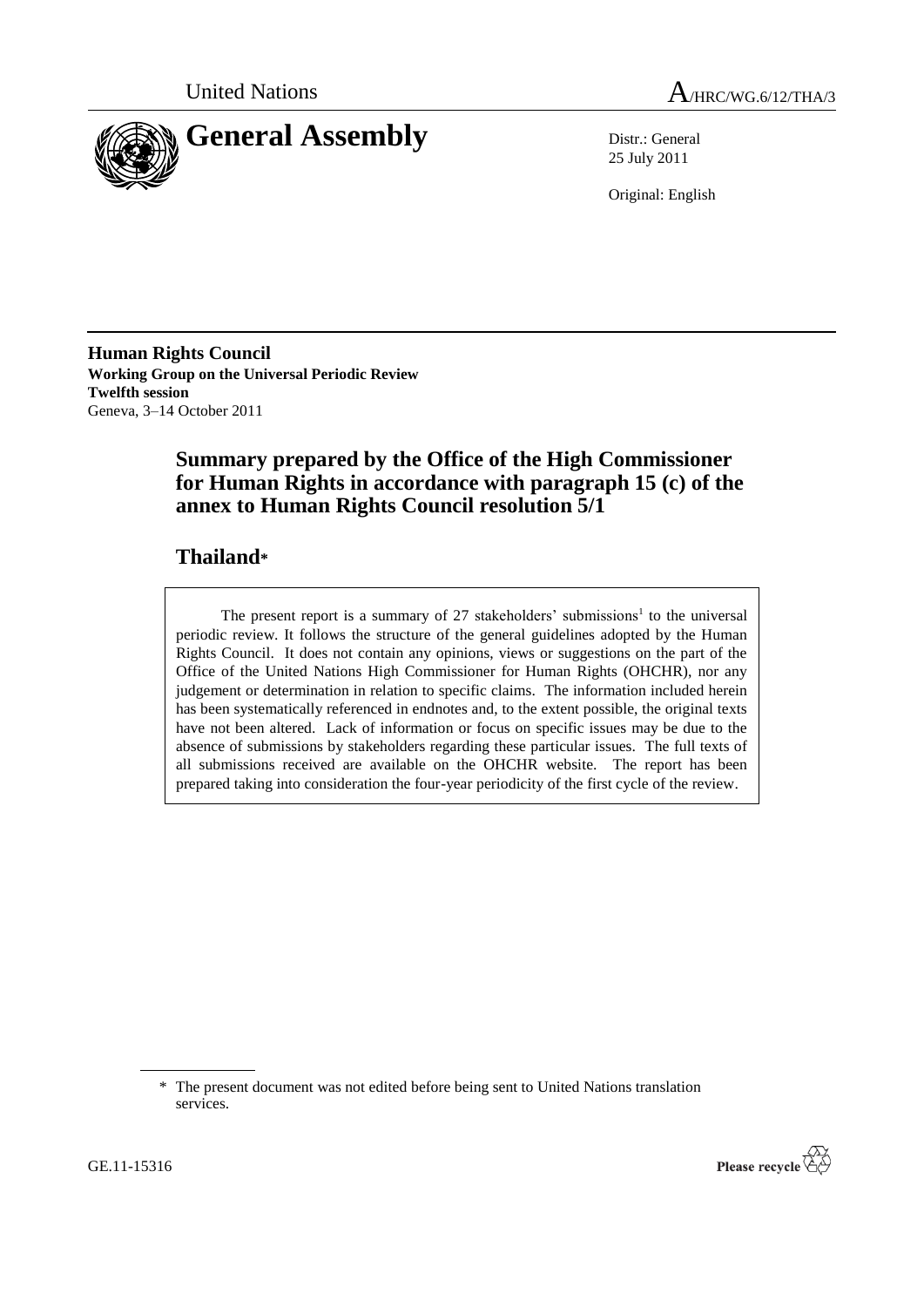United Nations

# A/HRC/WG.6/12/THA/3

# General Assembly

Distr.: General
25 July 2011

Original: English

**Human Rights Council**
**Working Group on the Universal Periodic Review**
**Twelfth session**
Geneva, 3–14 October 2011

## Summary prepared by the Office of the High Commissioner for Human Rights in accordance with paragraph 15 (c) of the annex to Human Rights Council resolution 5/1

## Thailand*

The present report is a summary of 27 stakeholders' submissions[1] to the universal periodic review. It follows the structure of the general guidelines adopted by the Human Rights Council. It does not contain any opinions, views or suggestions on the part of the Office of the United Nations High Commissioner for Human Rights (OHCHR), nor any judgement or determination in relation to specific claims. The information included herein has been systematically referenced in endnotes and, to the extent possible, the original texts have not been altered. Lack of information or focus on specific issues may be due to the absence of submissions by stakeholders regarding these particular issues. The full texts of all submissions received are available on the OHCHR website. The report has been prepared taking into consideration the four-year periodicity of the first cycle of the review.

---

\* The present document was not edited before being sent to United Nations translation services.

GE.11-15316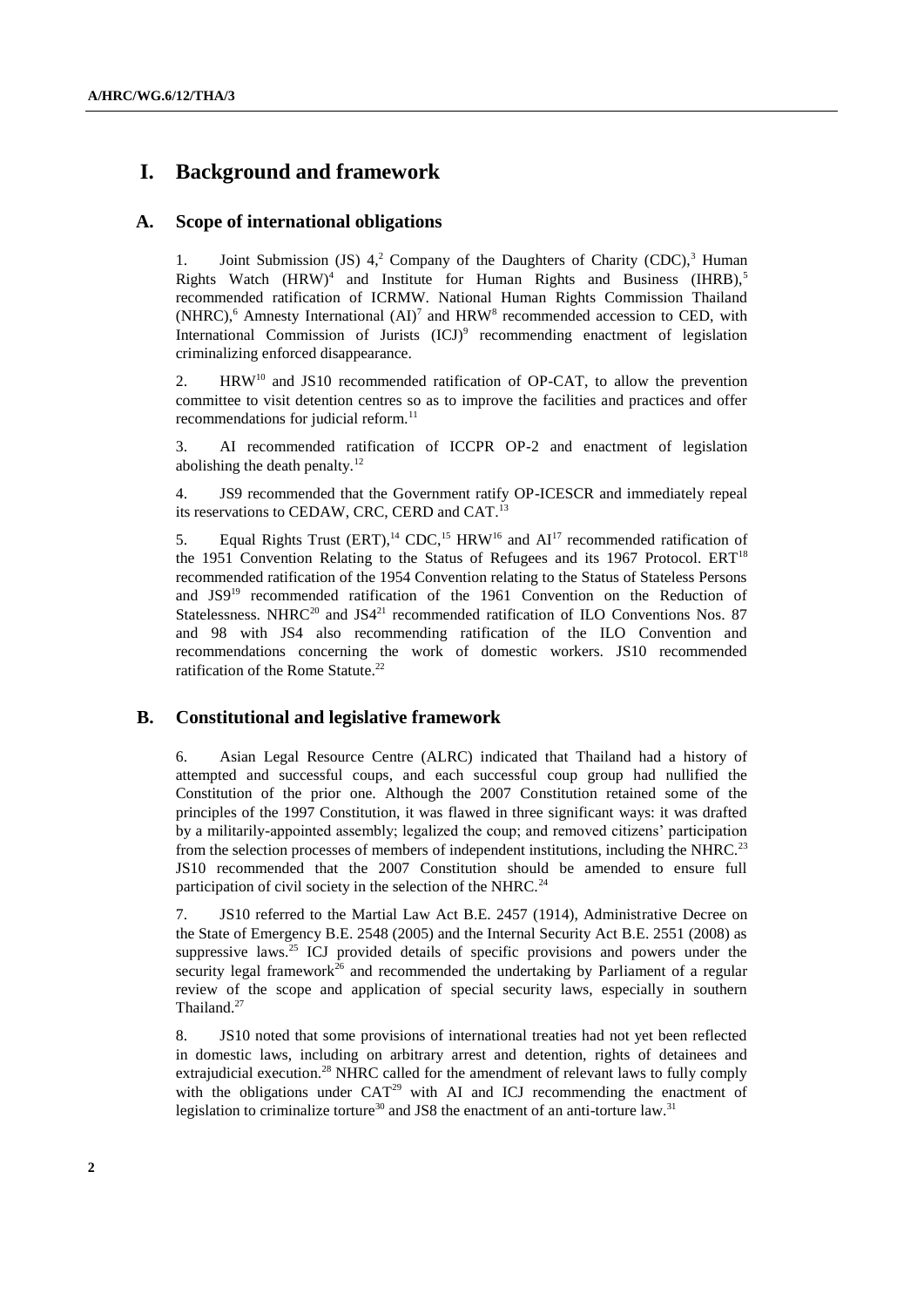# I. Background and framework

## A. Scope of international obligations

1. Joint Submission (JS) 4,[2] Company of the Daughters of Charity (CDC),[3] Human Rights Watch (HRW)[4] and Institute for Human Rights and Business (IHRB),[5] recommended ratification of ICRMW. National Human Rights Commission Thailand (NHRC),[6] Amnesty International (AI)[7] and HRW[8] recommended accession to CED, with International Commission of Jurists (ICJ)[9] recommending enactment of legislation criminalizing enforced disappearance.

2. HRW[10] and JS10 recommended ratification of OP-CAT, to allow the prevention committee to visit detention centres so as to improve the facilities and practices and offer recommendations for judicial reform.[11]

3. AI recommended ratification of ICCPR OP-2 and enactment of legislation abolishing the death penalty.[12]

4. JS9 recommended that the Government ratify OP-ICESCR and immediately repeal its reservations to CEDAW, CRC, CERD and CAT.[13]

5. Equal Rights Trust (ERT),[14] CDC,[15] HRW[16] and AI[17] recommended ratification of the 1951 Convention Relating to the Status of Refugees and its 1967 Protocol. ERT[18] recommended ratification of the 1954 Convention relating to the Status of Stateless Persons and JS9[19] recommended ratification of the 1961 Convention on the Reduction of Statelessness. NHRC[20] and JS4[21] recommended ratification of ILO Conventions Nos. 87 and 98 with JS4 also recommending ratification of the ILO Convention and recommendations concerning the work of domestic workers. JS10 recommended ratification of the Rome Statute.[22]

## B. Constitutional and legislative framework

6. Asian Legal Resource Centre (ALRC) indicated that Thailand had a history of attempted and successful coups, and each successful coup group had nullified the Constitution of the prior one. Although the 2007 Constitution retained some of the principles of the 1997 Constitution, it was flawed in three significant ways: it was drafted by a militarily-appointed assembly; legalized the coup; and removed citizens' participation from the selection processes of members of independent institutions, including the NHRC.[23] JS10 recommended that the 2007 Constitution should be amended to ensure full participation of civil society in the selection of the NHRC.[24]

7. JS10 referred to the Martial Law Act B.E. 2457 (1914), Administrative Decree on the State of Emergency B.E. 2548 (2005) and the Internal Security Act B.E. 2551 (2008) as suppressive laws.[25] ICJ provided details of specific provisions and powers under the security legal framework[26] and recommended the undertaking by Parliament of a regular review of the scope and application of special security laws, especially in southern Thailand.[27]

8. JS10 noted that some provisions of international treaties had not yet been reflected in domestic laws, including on arbitrary arrest and detention, rights of detainees and extrajudicial execution.[28] NHRC called for the amendment of relevant laws to fully comply with the obligations under CAT[29] with AI and ICJ recommending the enactment of legislation to criminalize torture[30] and JS8 the enactment of an anti-torture law.[31]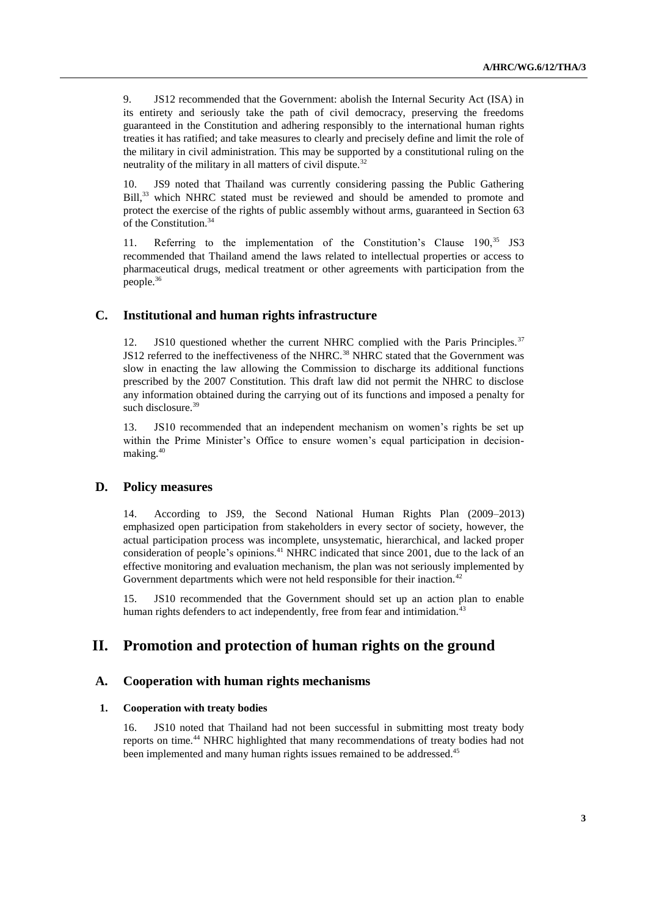9. JS12 recommended that the Government: abolish the Internal Security Act (ISA) in its entirety and seriously take the path of civil democracy, preserving the freedoms guaranteed in the Constitution and adhering responsibly to the international human rights treaties it has ratified; and take measures to clearly and precisely define and limit the role of the military in civil administration. This may be supported by a constitutional ruling on the neutrality of the military in all matters of civil dispute.[32]

10. JS9 noted that Thailand was currently considering passing the Public Gathering Bill,[33] which NHRC stated must be reviewed and should be amended to promote and protect the exercise of the rights of public assembly without arms, guaranteed in Section 63 of the Constitution.[34]

11. Referring to the implementation of the Constitution's Clause 190,[35] JS3 recommended that Thailand amend the laws related to intellectual properties or access to pharmaceutical drugs, medical treatment or other agreements with participation from the people.[36]

## C. Institutional and human rights infrastructure

12. JS10 questioned whether the current NHRC complied with the Paris Principles.[37] JS12 referred to the ineffectiveness of the NHRC.[38] NHRC stated that the Government was slow in enacting the law allowing the Commission to discharge its additional functions prescribed by the 2007 Constitution. This draft law did not permit the NHRC to disclose any information obtained during the carrying out of its functions and imposed a penalty for such disclosure.[39]

13. JS10 recommended that an independent mechanism on women's rights be set up within the Prime Minister's Office to ensure women's equal participation in decision-making.[40]

## D. Policy measures

14. According to JS9, the Second National Human Rights Plan (2009–2013) emphasized open participation from stakeholders in every sector of society, however, the actual participation process was incomplete, unsystematic, hierarchical, and lacked proper consideration of people's opinions.[41] NHRC indicated that since 2001, due to the lack of an effective monitoring and evaluation mechanism, the plan was not seriously implemented by Government departments which were not held responsible for their inaction.[42]

15. JS10 recommended that the Government should set up an action plan to enable human rights defenders to act independently, free from fear and intimidation.[43]

# II. Promotion and protection of human rights on the ground

## A. Cooperation with human rights mechanisms

### 1. Cooperation with treaty bodies

16. JS10 noted that Thailand had not been successful in submitting most treaty body reports on time.[44] NHRC highlighted that many recommendations of treaty bodies had not been implemented and many human rights issues remained to be addressed.[45]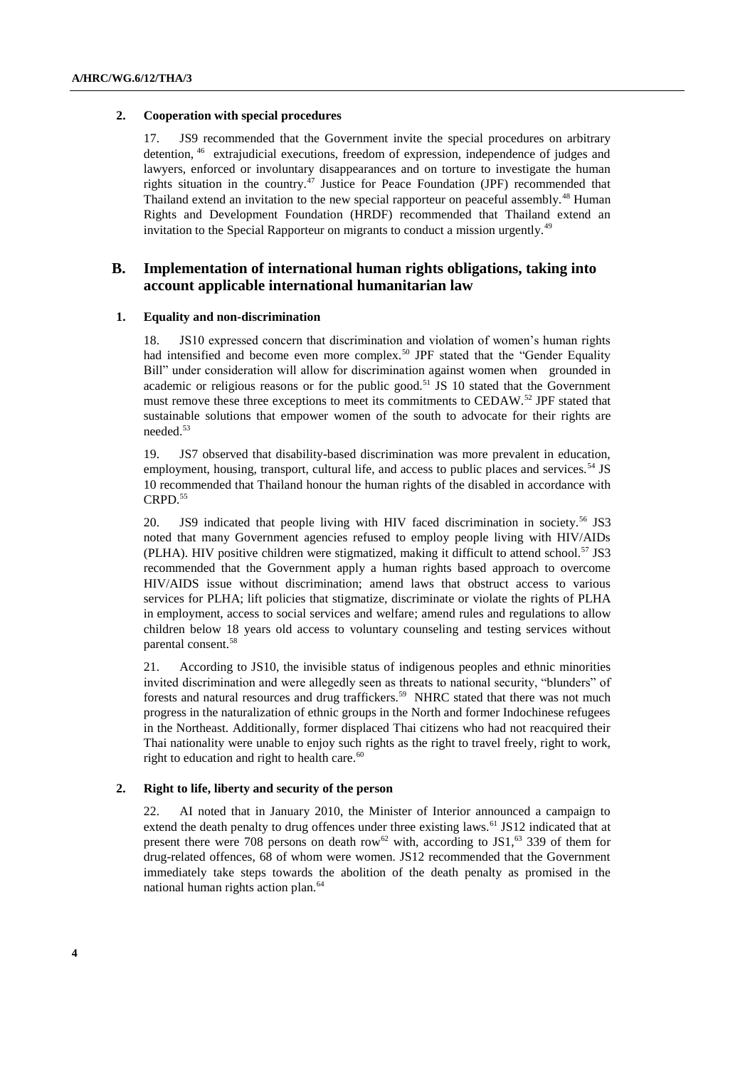### 2. Cooperation with special procedures

17. JS9 recommended that the Government invite the special procedures on arbitrary detention, [46] extrajudicial executions, freedom of expression, independence of judges and lawyers, enforced or involuntary disappearances and on torture to investigate the human rights situation in the country.[47] Justice for Peace Foundation (JPF) recommended that Thailand extend an invitation to the new special rapporteur on peaceful assembly.[48] Human Rights and Development Foundation (HRDF) recommended that Thailand extend an invitation to the Special Rapporteur on migrants to conduct a mission urgently.[49]

## B. Implementation of international human rights obligations, taking into account applicable international humanitarian law

### 1. Equality and non-discrimination

18. JS10 expressed concern that discrimination and violation of women's human rights had intensified and become even more complex.[50] JPF stated that the "Gender Equality Bill" under consideration will allow for discrimination against women when grounded in academic or religious reasons or for the public good.[51] JS 10 stated that the Government must remove these three exceptions to meet its commitments to CEDAW.[52] JPF stated that sustainable solutions that empower women of the south to advocate for their rights are needed.[53]

19. JS7 observed that disability-based discrimination was more prevalent in education, employment, housing, transport, cultural life, and access to public places and services.[54] JS 10 recommended that Thailand honour the human rights of the disabled in accordance with CRPD.[55]

20. JS9 indicated that people living with HIV faced discrimination in society.[56] JS3 noted that many Government agencies refused to employ people living with HIV/AIDs (PLHA). HIV positive children were stigmatized, making it difficult to attend school.[57] JS3 recommended that the Government apply a human rights based approach to overcome HIV/AIDS issue without discrimination; amend laws that obstruct access to various services for PLHA; lift policies that stigmatize, discriminate or violate the rights of PLHA in employment, access to social services and welfare; amend rules and regulations to allow children below 18 years old access to voluntary counseling and testing services without parental consent.[58]

21. According to JS10, the invisible status of indigenous peoples and ethnic minorities invited discrimination and were allegedly seen as threats to national security, "blunders" of forests and natural resources and drug traffickers.[59] NHRC stated that there was not much progress in the naturalization of ethnic groups in the North and former Indochinese refugees in the Northeast. Additionally, former displaced Thai citizens who had not reacquired their Thai nationality were unable to enjoy such rights as the right to travel freely, right to work, right to education and right to health care.[60]

### 2. Right to life, liberty and security of the person

22. AI noted that in January 2010, the Minister of Interior announced a campaign to extend the death penalty to drug offences under three existing laws.[61] JS12 indicated that at present there were 708 persons on death row[62] with, according to JS1,[63] 339 of them for drug-related offences, 68 of whom were women. JS12 recommended that the Government immediately take steps towards the abolition of the death penalty as promised in the national human rights action plan.[64]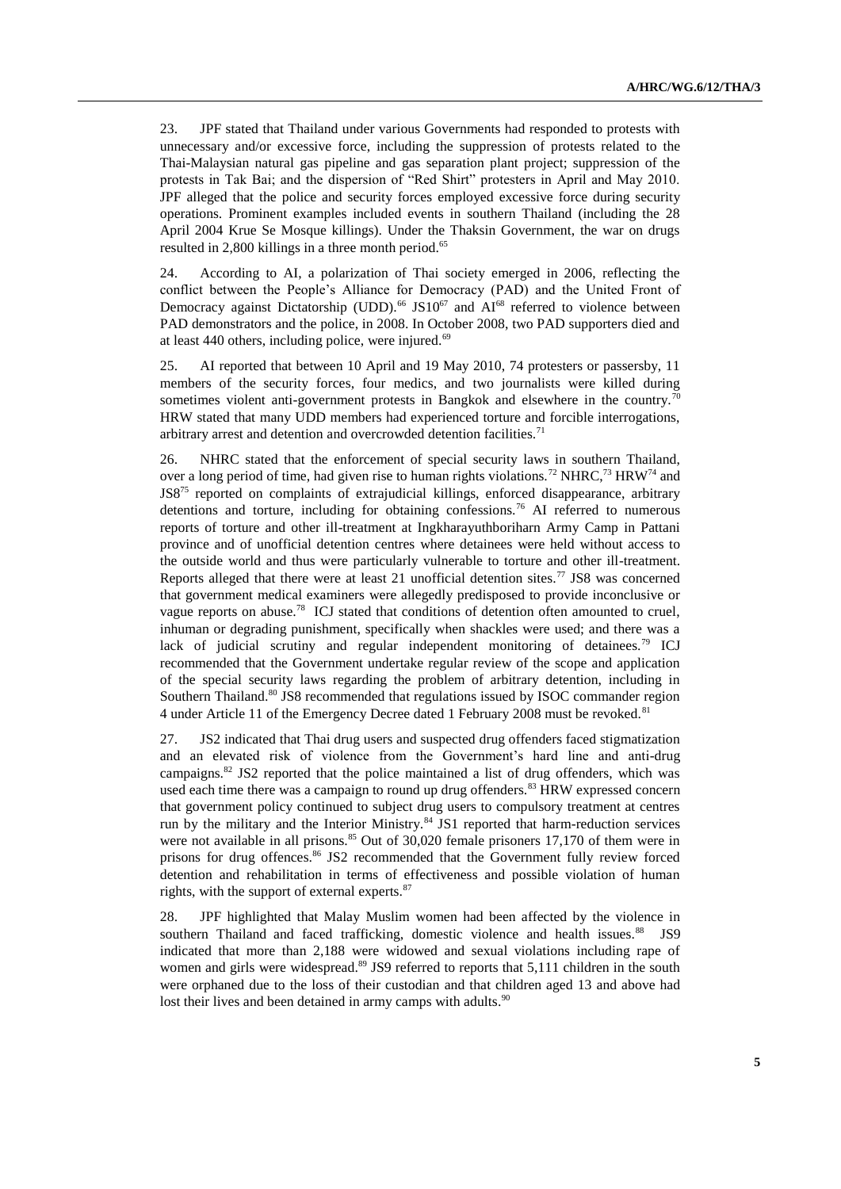23. JPF stated that Thailand under various Governments had responded to protests with unnecessary and/or excessive force, including the suppression of protests related to the Thai-Malaysian natural gas pipeline and gas separation plant project; suppression of the protests in Tak Bai; and the dispersion of "Red Shirt" protesters in April and May 2010. JPF alleged that the police and security forces employed excessive force during security operations. Prominent examples included events in southern Thailand (including the 28 April 2004 Krue Se Mosque killings). Under the Thaksin Government, the war on drugs resulted in 2,800 killings in a three month period.[65]

24. According to AI, a polarization of Thai society emerged in 2006, reflecting the conflict between the People's Alliance for Democracy (PAD) and the United Front of Democracy against Dictatorship (UDD).[66] JS10[67] and AI[68] referred to violence between PAD demonstrators and the police, in 2008. In October 2008, two PAD supporters died and at least 440 others, including police, were injured.[69]

25. AI reported that between 10 April and 19 May 2010, 74 protesters or passersby, 11 members of the security forces, four medics, and two journalists were killed during sometimes violent anti-government protests in Bangkok and elsewhere in the country.[70] HRW stated that many UDD members had experienced torture and forcible interrogations, arbitrary arrest and detention and overcrowded detention facilities.[71]

26. NHRC stated that the enforcement of special security laws in southern Thailand, over a long period of time, had given rise to human rights violations.[72] NHRC,[73] HRW[74] and JS8[75] reported on complaints of extrajudicial killings, enforced disappearance, arbitrary detentions and torture, including for obtaining confessions.[76] AI referred to numerous reports of torture and other ill-treatment at Ingkharayuthboriharn Army Camp in Pattani province and of unofficial detention centres where detainees were held without access to the outside world and thus were particularly vulnerable to torture and other ill-treatment. Reports alleged that there were at least 21 unofficial detention sites.[77] JS8 was concerned that government medical examiners were allegedly predisposed to provide inconclusive or vague reports on abuse.[78] ICJ stated that conditions of detention often amounted to cruel, inhuman or degrading punishment, specifically when shackles were used; and there was a lack of judicial scrutiny and regular independent monitoring of detainees.[79] ICJ recommended that the Government undertake regular review of the scope and application of the special security laws regarding the problem of arbitrary detention, including in Southern Thailand.[80] JS8 recommended that regulations issued by ISOC commander region 4 under Article 11 of the Emergency Decree dated 1 February 2008 must be revoked.[81]

27. JS2 indicated that Thai drug users and suspected drug offenders faced stigmatization and an elevated risk of violence from the Government's hard line and anti-drug campaigns.[82] JS2 reported that the police maintained a list of drug offenders, which was used each time there was a campaign to round up drug offenders.[83] HRW expressed concern that government policy continued to subject drug users to compulsory treatment at centres run by the military and the Interior Ministry.[84] JS1 reported that harm-reduction services were not available in all prisons.[85] Out of 30,020 female prisoners 17,170 of them were in prisons for drug offences.[86] JS2 recommended that the Government fully review forced detention and rehabilitation in terms of effectiveness and possible violation of human rights, with the support of external experts.[87]

28. JPF highlighted that Malay Muslim women had been affected by the violence in southern Thailand and faced trafficking, domestic violence and health issues.[88] JS9 indicated that more than 2,188 were widowed and sexual violations including rape of women and girls were widespread.[89] JS9 referred to reports that 5,111 children in the south were orphaned due to the loss of their custodian and that children aged 13 and above had lost their lives and been detained in army camps with adults.[90]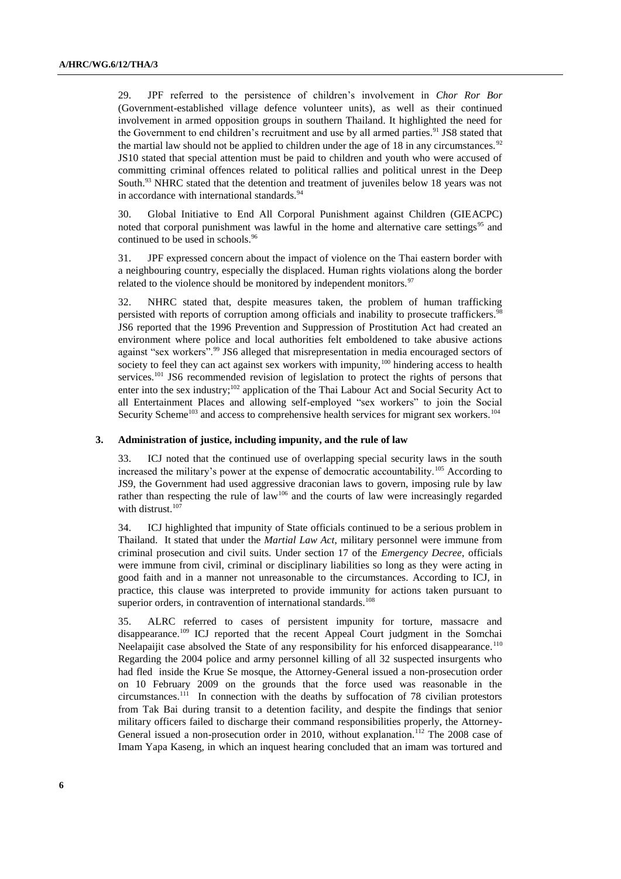29. JPF referred to the persistence of children's involvement in *Chor Ror Bor* (Government-established village defence volunteer units), as well as their continued involvement in armed opposition groups in southern Thailand. It highlighted the need for the Government to end children's recruitment and use by all armed parties.[91] JS8 stated that the martial law should not be applied to children under the age of 18 in any circumstances.[92] JS10 stated that special attention must be paid to children and youth who were accused of committing criminal offences related to political rallies and political unrest in the Deep South.[93] NHRC stated that the detention and treatment of juveniles below 18 years was not in accordance with international standards.[94]

30. Global Initiative to End All Corporal Punishment against Children (GIEACPC) noted that corporal punishment was lawful in the home and alternative care settings[95] and continued to be used in schools.[96]

31. JPF expressed concern about the impact of violence on the Thai eastern border with a neighbouring country, especially the displaced. Human rights violations along the border related to the violence should be monitored by independent monitors.[97]

32. NHRC stated that, despite measures taken, the problem of human trafficking persisted with reports of corruption among officials and inability to prosecute traffickers.[98] JS6 reported that the 1996 Prevention and Suppression of Prostitution Act had created an environment where police and local authorities felt emboldened to take abusive actions against "sex workers".[99] JS6 alleged that misrepresentation in media encouraged sectors of society to feel they can act against sex workers with impunity,[100] hindering access to health services.[101] JS6 recommended revision of legislation to protect the rights of persons that enter into the sex industry;[102] application of the Thai Labour Act and Social Security Act to all Entertainment Places and allowing self-employed "sex workers" to join the Social Security Scheme[103] and access to comprehensive health services for migrant sex workers.[104]

### 3. Administration of justice, including impunity, and the rule of law

33. ICJ noted that the continued use of overlapping special security laws in the south increased the military's power at the expense of democratic accountability.[105] According to JS9, the Government had used aggressive draconian laws to govern, imposing rule by law rather than respecting the rule of law[106] and the courts of law were increasingly regarded with distrust.[107]

34. ICJ highlighted that impunity of State officials continued to be a serious problem in Thailand. It stated that under the *Martial Law Act*, military personnel were immune from criminal prosecution and civil suits. Under section 17 of the *Emergency Decree*, officials were immune from civil, criminal or disciplinary liabilities so long as they were acting in good faith and in a manner not unreasonable to the circumstances. According to ICJ, in practice, this clause was interpreted to provide immunity for actions taken pursuant to superior orders, in contravention of international standards.[108]

35. ALRC referred to cases of persistent impunity for torture, massacre and disappearance.[109] ICJ reported that the recent Appeal Court judgment in the Somchai Neelapaijit case absolved the State of any responsibility for his enforced disappearance.[110] Regarding the 2004 police and army personnel killing of all 32 suspected insurgents who had fled inside the Krue Se mosque, the Attorney-General issued a non-prosecution order on 10 February 2009 on the grounds that the force used was reasonable in the circumstances.[111] In connection with the deaths by suffocation of 78 civilian protestors from Tak Bai during transit to a detention facility, and despite the findings that senior military officers failed to discharge their command responsibilities properly, the Attorney-General issued a non-prosecution order in 2010, without explanation.[112] The 2008 case of Imam Yapa Kaseng, in which an inquest hearing concluded that an imam was tortured and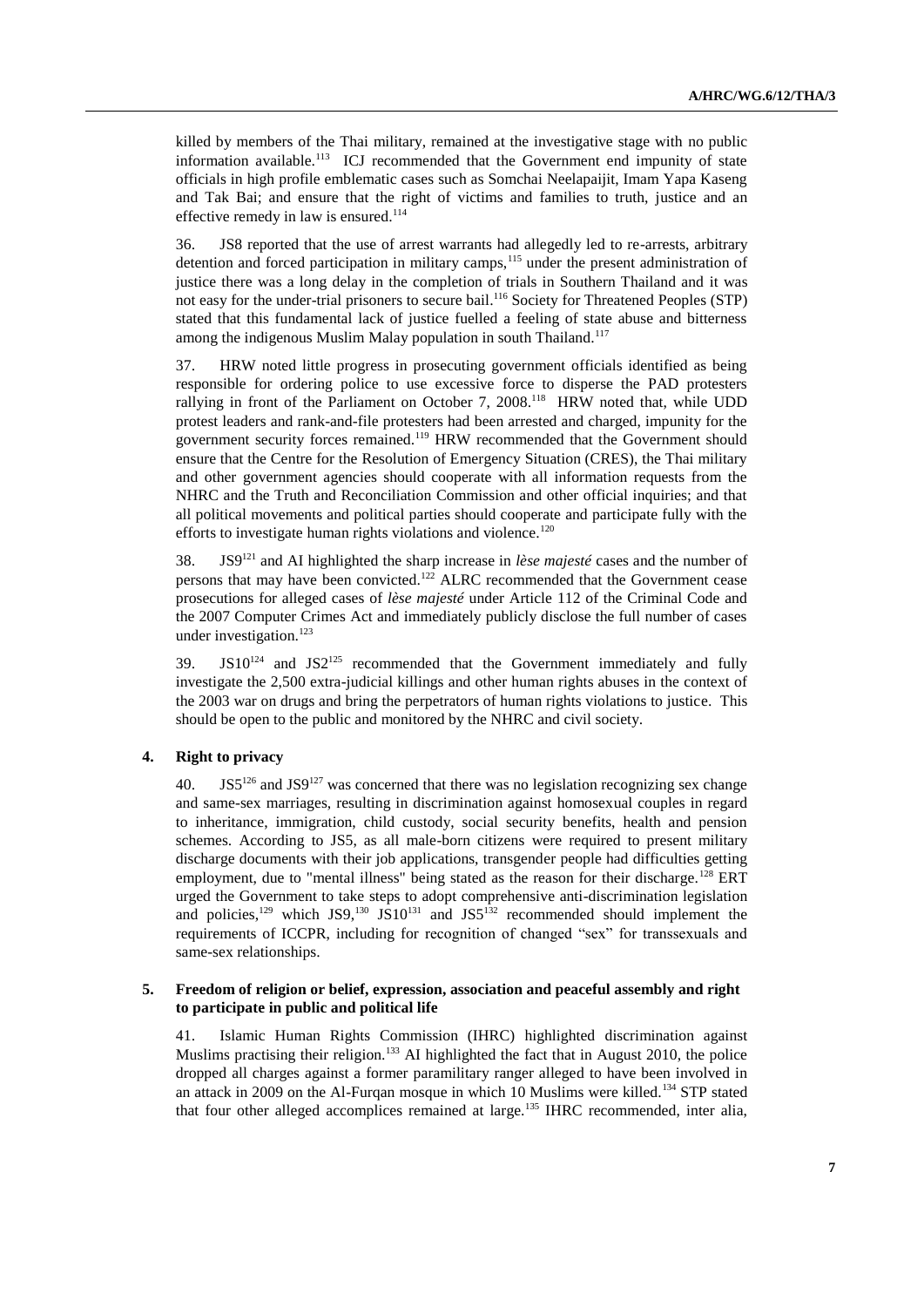killed by members of the Thai military, remained at the investigative stage with no public information available.[113] ICJ recommended that the Government end impunity of state officials in high profile emblematic cases such as Somchai Neelapaijit, Imam Yapa Kaseng and Tak Bai; and ensure that the right of victims and families to truth, justice and an effective remedy in law is ensured.[114]

36. JS8 reported that the use of arrest warrants had allegedly led to re-arrests, arbitrary detention and forced participation in military camps,[115] under the present administration of justice there was a long delay in the completion of trials in Southern Thailand and it was not easy for the under-trial prisoners to secure bail.[116] Society for Threatened Peoples (STP) stated that this fundamental lack of justice fuelled a feeling of state abuse and bitterness among the indigenous Muslim Malay population in south Thailand.[117]

37. HRW noted little progress in prosecuting government officials identified as being responsible for ordering police to use excessive force to disperse the PAD protesters rallying in front of the Parliament on October 7, 2008.[118] HRW noted that, while UDD protest leaders and rank-and-file protesters had been arrested and charged, impunity for the government security forces remained.[119] HRW recommended that the Government should ensure that the Centre for the Resolution of Emergency Situation (CRES), the Thai military and other government agencies should cooperate with all information requests from the NHRC and the Truth and Reconciliation Commission and other official inquiries; and that all political movements and political parties should cooperate and participate fully with the efforts to investigate human rights violations and violence.[120]

38. JS9[121] and AI highlighted the sharp increase in *lèse majesté* cases and the number of persons that may have been convicted.[122] ALRC recommended that the Government cease prosecutions for alleged cases of *lèse majesté* under Article 112 of the Criminal Code and the 2007 Computer Crimes Act and immediately publicly disclose the full number of cases under investigation.[123]

39. JS10[124] and JS2[125] recommended that the Government immediately and fully investigate the 2,500 extra-judicial killings and other human rights abuses in the context of the 2003 war on drugs and bring the perpetrators of human rights violations to justice. This should be open to the public and monitored by the NHRC and civil society.

### 4. Right to privacy

40. JS5[126] and JS9[127] was concerned that there was no legislation recognizing sex change and same-sex marriages, resulting in discrimination against homosexual couples in regard to inheritance, immigration, child custody, social security benefits, health and pension schemes. According to JS5, as all male-born citizens were required to present military discharge documents with their job applications, transgender people had difficulties getting employment, due to "mental illness" being stated as the reason for their discharge.[128] ERT urged the Government to take steps to adopt comprehensive anti-discrimination legislation and policies,[129] which JS9,[130] JS10[131] and JS5[132] recommended should implement the requirements of ICCPR, including for recognition of changed "sex" for transsexuals and same-sex relationships.

### 5. Freedom of religion or belief, expression, association and peaceful assembly and right to participate in public and political life

41. Islamic Human Rights Commission (IHRC) highlighted discrimination against Muslims practising their religion.[133] AI highlighted the fact that in August 2010, the police dropped all charges against a former paramilitary ranger alleged to have been involved in an attack in 2009 on the Al-Furqan mosque in which 10 Muslims were killed.[134] STP stated that four other alleged accomplices remained at large.[135] IHRC recommended, inter alia,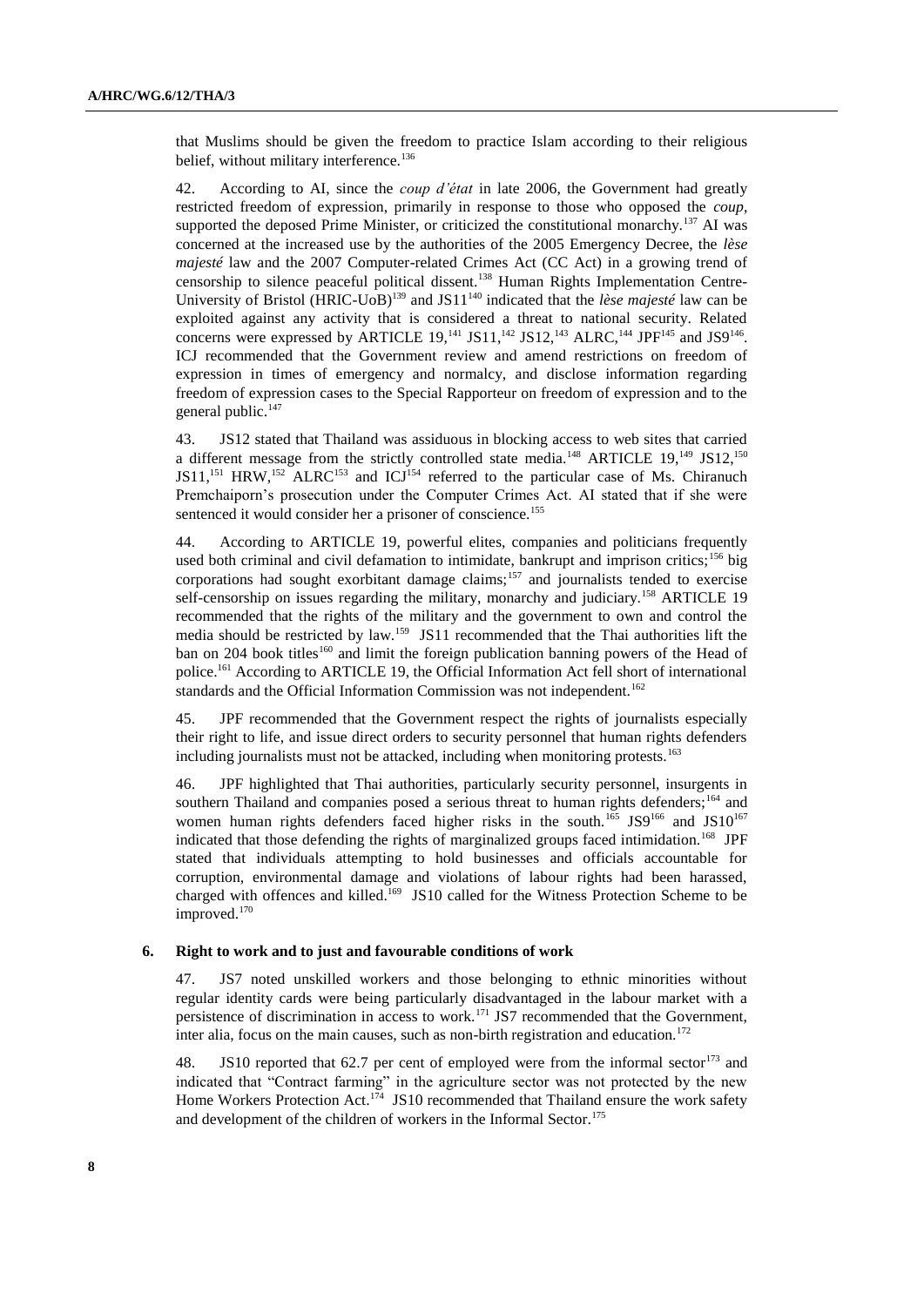that Muslims should be given the freedom to practice Islam according to their religious belief, without military interference.[136]

42. According to AI, since the *coup d'état* in late 2006, the Government had greatly restricted freedom of expression, primarily in response to those who opposed the *coup*, supported the deposed Prime Minister, or criticized the constitutional monarchy.[137] AI was concerned at the increased use by the authorities of the 2005 Emergency Decree, the *lèse majesté* law and the 2007 Computer-related Crimes Act (CC Act) in a growing trend of censorship to silence peaceful political dissent.[138] Human Rights Implementation Centre-University of Bristol (HRIC-UoB)[139] and JS11[140] indicated that the *lèse majesté* law can be exploited against any activity that is considered a threat to national security. Related concerns were expressed by ARTICLE 19,[141] JS11,[142] JS12,[143] ALRC,[144] JPF[145] and JS9[146]. ICJ recommended that the Government review and amend restrictions on freedom of expression in times of emergency and normalcy, and disclose information regarding freedom of expression cases to the Special Rapporteur on freedom of expression and to the general public.[147]

43. JS12 stated that Thailand was assiduous in blocking access to web sites that carried a different message from the strictly controlled state media.[148] ARTICLE 19,[149] JS12,[150] JS11,[151] HRW,[152] ALRC[153] and ICJ[154] referred to the particular case of Ms. Chiranuch Premchaiporn's prosecution under the Computer Crimes Act. AI stated that if she were sentenced it would consider her a prisoner of conscience.[155]

44. According to ARTICLE 19, powerful elites, companies and politicians frequently used both criminal and civil defamation to intimidate, bankrupt and imprison critics;[156] big corporations had sought exorbitant damage claims;[157] and journalists tended to exercise self-censorship on issues regarding the military, monarchy and judiciary.[158] ARTICLE 19 recommended that the rights of the military and the government to own and control the media should be restricted by law.[159] JS11 recommended that the Thai authorities lift the ban on 204 book titles[160] and limit the foreign publication banning powers of the Head of police.[161] According to ARTICLE 19, the Official Information Act fell short of international standards and the Official Information Commission was not independent.[162]

45. JPF recommended that the Government respect the rights of journalists especially their right to life, and issue direct orders to security personnel that human rights defenders including journalists must not be attacked, including when monitoring protests.[163]

46. JPF highlighted that Thai authorities, particularly security personnel, insurgents in southern Thailand and companies posed a serious threat to human rights defenders;[164] and women human rights defenders faced higher risks in the south.[165] JS9[166] and JS10[167] indicated that those defending the rights of marginalized groups faced intimidation.[168] JPF stated that individuals attempting to hold businesses and officials accountable for corruption, environmental damage and violations of labour rights had been harassed, charged with offences and killed.[169] JS10 called for the Witness Protection Scheme to be improved.[170]

### 6. Right to work and to just and favourable conditions of work

47. JS7 noted unskilled workers and those belonging to ethnic minorities without regular identity cards were being particularly disadvantaged in the labour market with a persistence of discrimination in access to work.[171] JS7 recommended that the Government, inter alia, focus on the main causes, such as non-birth registration and education.[172]

48. JS10 reported that 62.7 per cent of employed were from the informal sector[173] and indicated that "Contract farming" in the agriculture sector was not protected by the new Home Workers Protection Act.[174] JS10 recommended that Thailand ensure the work safety and development of the children of workers in the Informal Sector.[175]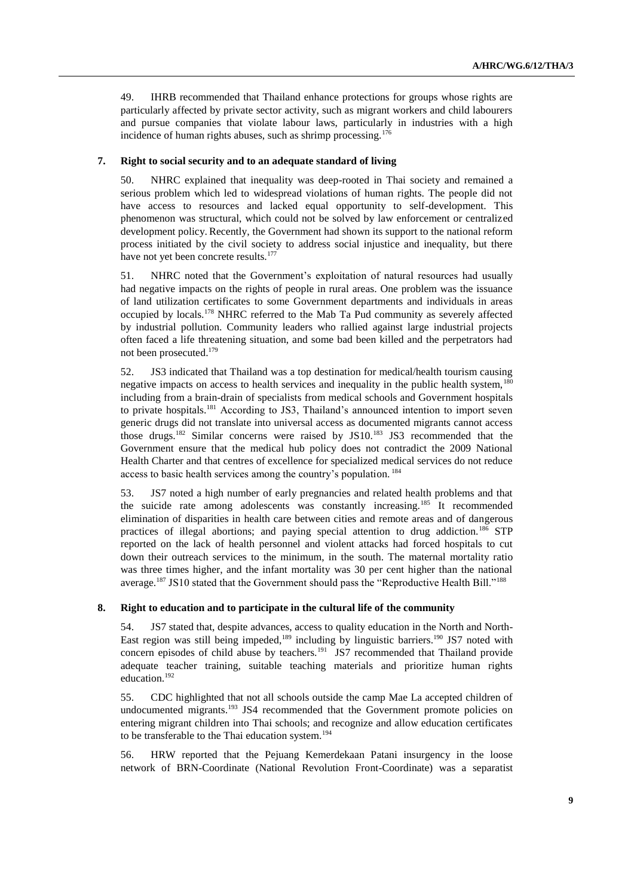49. IHRB recommended that Thailand enhance protections for groups whose rights are particularly affected by private sector activity, such as migrant workers and child labourers and pursue companies that violate labour laws, particularly in industries with a high incidence of human rights abuses, such as shrimp processing.[176]

### 7. Right to social security and to an adequate standard of living

50. NHRC explained that inequality was deep-rooted in Thai society and remained a serious problem which led to widespread violations of human rights. The people did not have access to resources and lacked equal opportunity to self-development. This phenomenon was structural, which could not be solved by law enforcement or centralized development policy. Recently, the Government had shown its support to the national reform process initiated by the civil society to address social injustice and inequality, but there have not yet been concrete results.[177]

51. NHRC noted that the Government's exploitation of natural resources had usually had negative impacts on the rights of people in rural areas. One problem was the issuance of land utilization certificates to some Government departments and individuals in areas occupied by locals.[178] NHRC referred to the Mab Ta Pud community as severely affected by industrial pollution. Community leaders who rallied against large industrial projects often faced a life threatening situation, and some bad been killed and the perpetrators had not been prosecuted.[179]

52. JS3 indicated that Thailand was a top destination for medical/health tourism causing negative impacts on access to health services and inequality in the public health system,[180] including from a brain-drain of specialists from medical schools and Government hospitals to private hospitals.[181] According to JS3, Thailand's announced intention to import seven generic drugs did not translate into universal access as documented migrants cannot access those drugs.[182] Similar concerns were raised by JS10.[183] JS3 recommended that the Government ensure that the medical hub policy does not contradict the 2009 National Health Charter and that centres of excellence for specialized medical services do not reduce access to basic health services among the country's population.[184]

53. JS7 noted a high number of early pregnancies and related health problems and that the suicide rate among adolescents was constantly increasing.[185] It recommended elimination of disparities in health care between cities and remote areas and of dangerous practices of illegal abortions; and paying special attention to drug addiction.[186] STP reported on the lack of health personnel and violent attacks had forced hospitals to cut down their outreach services to the minimum, in the south. The maternal mortality ratio was three times higher, and the infant mortality was 30 per cent higher than the national average.[187] JS10 stated that the Government should pass the "Reproductive Health Bill."[188]

### 8. Right to education and to participate in the cultural life of the community

54. JS7 stated that, despite advances, access to quality education in the North and North-East region was still being impeded,[189] including by linguistic barriers.[190] JS7 noted with concern episodes of child abuse by teachers.[191] JS7 recommended that Thailand provide adequate teacher training, suitable teaching materials and prioritize human rights education.[192]

55. CDC highlighted that not all schools outside the camp Mae La accepted children of undocumented migrants.[193] JS4 recommended that the Government promote policies on entering migrant children into Thai schools; and recognize and allow education certificates to be transferable to the Thai education system.[194]

56. HRW reported that the Pejuang Kemerdekaan Patani insurgency in the loose network of BRN-Coordinate (National Revolution Front-Coordinate) was a separatist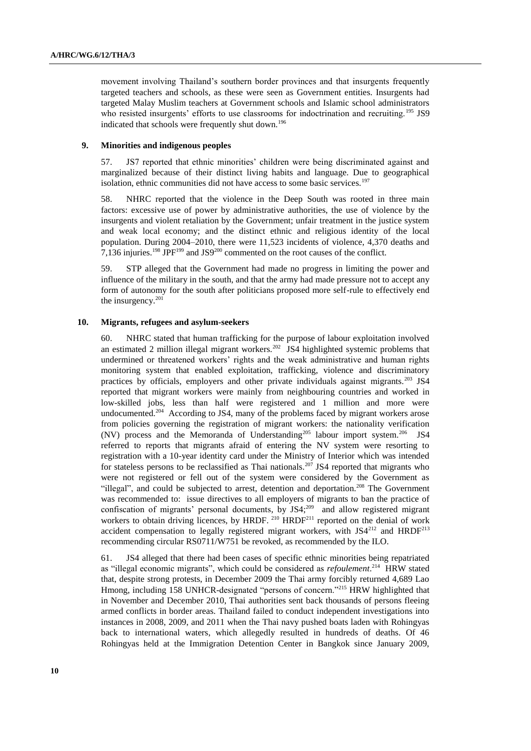movement involving Thailand's southern border provinces and that insurgents frequently targeted teachers and schools, as these were seen as Government entities. Insurgents had targeted Malay Muslim teachers at Government schools and Islamic school administrators who resisted insurgents' efforts to use classrooms for indoctrination and recruiting.[195] JS9 indicated that schools were frequently shut down.[196]

### 9. Minorities and indigenous peoples

57. JS7 reported that ethnic minorities' children were being discriminated against and marginalized because of their distinct living habits and language. Due to geographical isolation, ethnic communities did not have access to some basic services.[197]

58. NHRC reported that the violence in the Deep South was rooted in three main factors: excessive use of power by administrative authorities, the use of violence by the insurgents and violent retaliation by the Government; unfair treatment in the justice system and weak local economy; and the distinct ethnic and religious identity of the local population. During 2004–2010, there were 11,523 incidents of violence, 4,370 deaths and 7,136 injuries.[198] JPF[199] and JS9[200] commented on the root causes of the conflict.

59. STP alleged that the Government had made no progress in limiting the power and influence of the military in the south, and that the army had made pressure not to accept any form of autonomy for the south after politicians proposed more self-rule to effectively end the insurgency.[201]

### 10. Migrants, refugees and asylum-seekers

60. NHRC stated that human trafficking for the purpose of labour exploitation involved an estimated 2 million illegal migrant workers.[202] JS4 highlighted systemic problems that undermined or threatened workers' rights and the weak administrative and human rights monitoring system that enabled exploitation, trafficking, violence and discriminatory practices by officials, employers and other private individuals against migrants.[203] JS4 reported that migrant workers were mainly from neighbouring countries and worked in low-skilled jobs, less than half were registered and 1 million and more were undocumented.[204] According to JS4, many of the problems faced by migrant workers arose from policies governing the registration of migrant workers: the nationality verification (NV) process and the Memoranda of Understanding[205] labour import system.[206] JS4 referred to reports that migrants afraid of entering the NV system were resorting to registration with a 10-year identity card under the Ministry of Interior which was intended for stateless persons to be reclassified as Thai nationals.[207] JS4 reported that migrants who were not registered or fell out of the system were considered by the Government as "illegal", and could be subjected to arrest, detention and deportation.[208] The Government was recommended to: issue directives to all employers of migrants to ban the practice of confiscation of migrants' personal documents, by JS4;[209] and allow registered migrant workers to obtain driving licences, by HRDF.[210] HRDF[211] reported on the denial of work accident compensation to legally registered migrant workers, with JS4[212] and HRDF[213] recommending circular RS0711/W751 be revoked, as recommended by the ILO.

61. JS4 alleged that there had been cases of specific ethnic minorities being repatriated as "illegal economic migrants", which could be considered as *refoulement*.[214] HRW stated that, despite strong protests, in December 2009 the Thai army forcibly returned 4,689 Lao Hmong, including 158 UNHCR-designated "persons of concern."[215] HRW highlighted that in November and December 2010, Thai authorities sent back thousands of persons fleeing armed conflicts in border areas. Thailand failed to conduct independent investigations into instances in 2008, 2009, and 2011 when the Thai navy pushed boats laden with Rohingyas back to international waters, which allegedly resulted in hundreds of deaths. Of 46 Rohingyas held at the Immigration Detention Center in Bangkok since January 2009,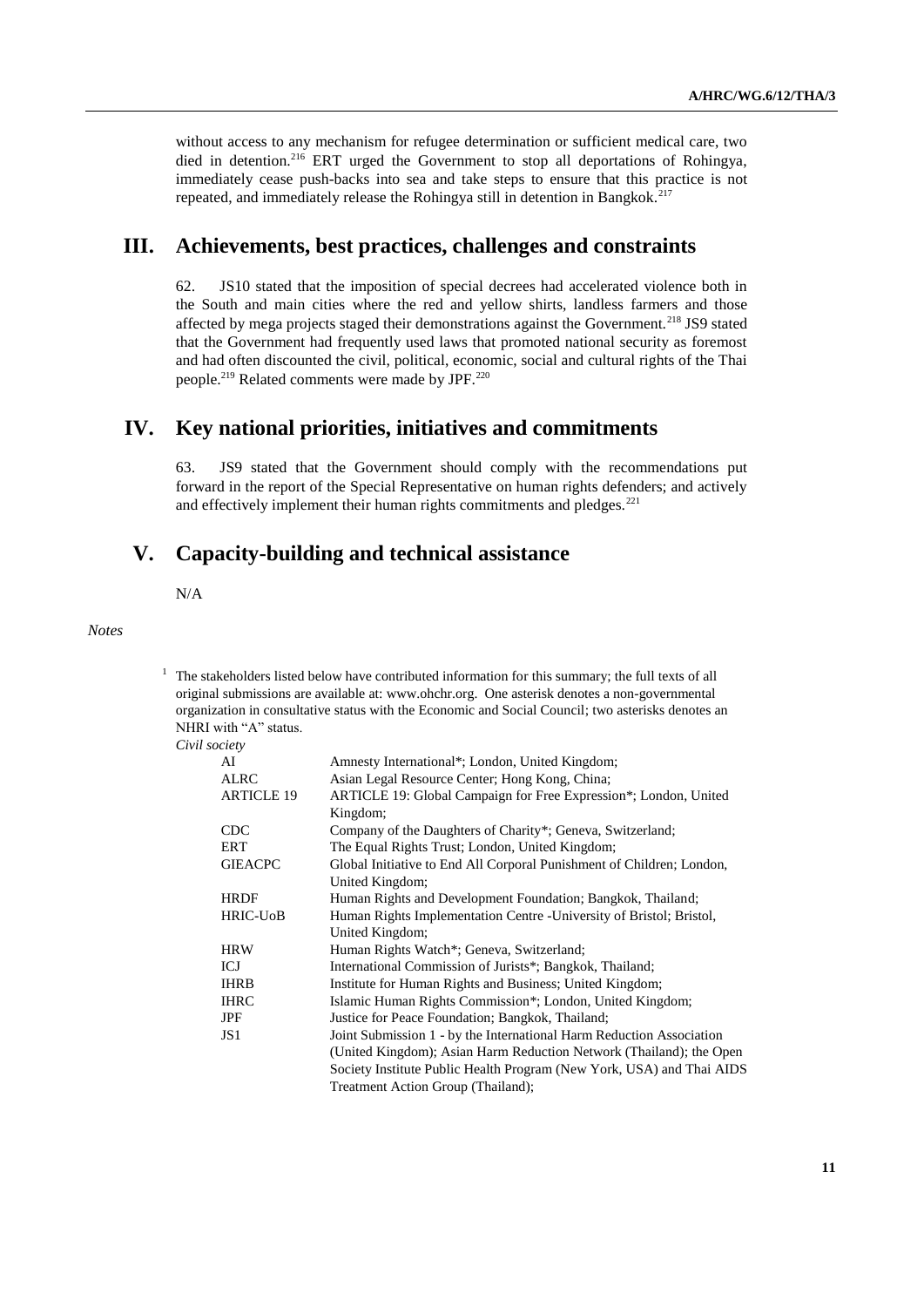without access to any mechanism for refugee determination or sufficient medical care, two died in detention.[216] ERT urged the Government to stop all deportations of Rohingya, immediately cease push-backs into sea and take steps to ensure that this practice is not repeated, and immediately release the Rohingya still in detention in Bangkok.[217]

## III. Achievements, best practices, challenges and constraints

62. JS10 stated that the imposition of special decrees had accelerated violence both in the South and main cities where the red and yellow shirts, landless farmers and those affected by mega projects staged their demonstrations against the Government.[218] JS9 stated that the Government had frequently used laws that promoted national security as foremost and had often discounted the civil, political, economic, social and cultural rights of the Thai people.[219] Related comments were made by JPF.[220]

## IV. Key national priorities, initiatives and commitments

63. JS9 stated that the Government should comply with the recommendations put forward in the report of the Special Representative on human rights defenders; and actively and effectively implement their human rights commitments and pledges.[221]

## V. Capacity-building and technical assistance

N/A

*Notes*

[1] The stakeholders listed below have contributed information for this summary; the full texts of all original submissions are available at: www.ohchr.org. One asterisk denotes a non-governmental organization in consultative status with the Economic and Social Council; two asterisks denotes an NHRI with "A" status.

*Civil society*

| | |
|---|---|
| AI | Amnesty International*; London, United Kingdom; |
| ALRC | Asian Legal Resource Center; Hong Kong, China; |
| ARTICLE 19 | ARTICLE 19: Global Campaign for Free Expression*; London, United Kingdom; |
| CDC | Company of the Daughters of Charity*; Geneva, Switzerland; |
| ERT | The Equal Rights Trust; London, United Kingdom; |
| GIEACPC | Global Initiative to End All Corporal Punishment of Children; London, United Kingdom; |
| HRDF | Human Rights and Development Foundation; Bangkok, Thailand; |
| HRIC-UoB | Human Rights Implementation Centre -University of Bristol; Bristol, United Kingdom; |
| HRW | Human Rights Watch*; Geneva, Switzerland; |
| ICJ | International Commission of Jurists*; Bangkok, Thailand; |
| IHRB | Institute for Human Rights and Business; United Kingdom; |
| IHRC | Islamic Human Rights Commission*; London, United Kingdom; |
| JPF | Justice for Peace Foundation; Bangkok, Thailand; |
| JS1 | Joint Submission 1 - by the International Harm Reduction Association (United Kingdom); Asian Harm Reduction Network (Thailand); the Open Society Institute Public Health Program (New York, USA) and Thai AIDS Treatment Action Group (Thailand); |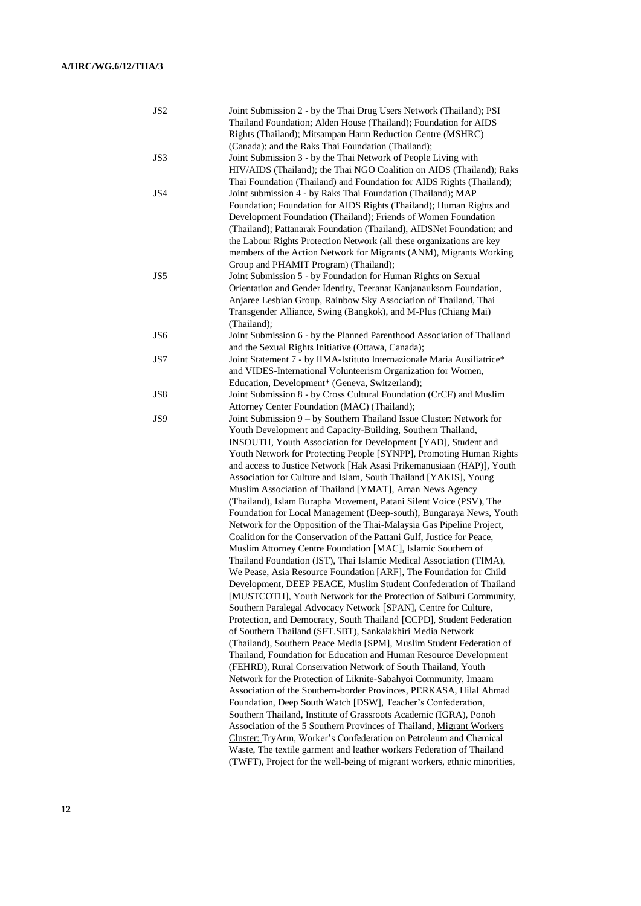| | |
|---|---|
| JS2 | Joint Submission 2 - by the Thai Drug Users Network (Thailand); PSI Thailand Foundation; Alden House (Thailand); Foundation for AIDS Rights (Thailand); Mitsampan Harm Reduction Centre (MSHRC) (Canada); and the Raks Thai Foundation (Thailand); |
| JS3 | Joint Submission 3 - by the Thai Network of People Living with HIV/AIDS (Thailand); the Thai NGO Coalition on AIDS (Thailand); Raks Thai Foundation (Thailand) and Foundation for AIDS Rights (Thailand); |
| JS4 | Joint submission 4 - by Raks Thai Foundation (Thailand); MAP Foundation; Foundation for AIDS Rights (Thailand); Human Rights and Development Foundation (Thailand); Friends of Women Foundation (Thailand); Pattanarak Foundation (Thailand), AIDSNet Foundation; and the Labour Rights Protection Network (all these organizations are key members of the Action Network for Migrants (ANM), Migrants Working Group and PHAMIT Program) (Thailand); |
| JS5 | Joint Submission 5 - by Foundation for Human Rights on Sexual Orientation and Gender Identity, Teeranat Kanjanauksorn Foundation, Anjaree Lesbian Group, Rainbow Sky Association of Thailand, Thai Transgender Alliance, Swing (Bangkok), and M-Plus (Chiang Mai) (Thailand); |
| JS6 | Joint Submission 6 - by the Planned Parenthood Association of Thailand and the Sexual Rights Initiative (Ottawa, Canada); |
| JS7 | Joint Statement 7 - by IIMA-Istituto Internazionale Maria Ausiliatrice* and VIDES-International Volunteerism Organization for Women, Education, Development* (Geneva, Switzerland); |
| JS8 | Joint Submission 8 - by Cross Cultural Foundation (CrCF) and Muslim Attorney Center Foundation (MAC) (Thailand); |
| JS9 | Joint Submission 9 – by <u>Southern Thailand Issue Cluster:</u> Network for Youth Development and Capacity-Building, Southern Thailand, INSOUTH, Youth Association for Development [YAD], Student and Youth Network for Protecting People [SYNPP], Promoting Human Rights and access to Justice Network [Hak Asasi Prikemanusiaan (HAP)], Youth Association for Culture and Islam, South Thailand [YAKIS], Young Muslim Association of Thailand [YMAT], Aman News Agency (Thailand), Islam Burapha Movement, Patani Silent Voice (PSV), The Foundation for Local Management (Deep-south), Bungaraya News, Youth Network for the Opposition of the Thai-Malaysia Gas Pipeline Project, Coalition for the Conservation of the Pattani Gulf, Justice for Peace, Muslim Attorney Centre Foundation [MAC], Islamic Southern of Thailand Foundation (IST), Thai Islamic Medical Association (TIMA), We Pease, Asia Resource Foundation [ARF], The Foundation for Child Development, DEEP PEACE, Muslim Student Confederation of Thailand [MUSTCOTH], Youth Network for the Protection of Saiburi Community, Southern Paralegal Advocacy Network [SPAN], Centre for Culture, Protection, and Democracy, South Thailand [CCPD], Student Federation of Southern Thailand (SFT.SBT), Sankalakhiri Media Network (Thailand), Southern Peace Media [SPM], Muslim Student Federation of Thailand, Foundation for Education and Human Resource Development (FEHRD), Rural Conservation Network of South Thailand, Youth Network for the Protection of Liknite-Sabahyoi Community, Imaam Association of the Southern-border Provinces, PERKASA, Hilal Ahmad Foundation, Deep South Watch [DSW], Teacher's Confederation, Southern Thailand, Institute of Grassroots Academic (IGRA), Ponoh Association of the 5 Southern Provinces of Thailand, <u>Migrant Workers Cluster:</u> TryArm, Worker's Confederation on Petroleum and Chemical Waste, The textile garment and leather workers Federation of Thailand (TWFT), Project for the well-being of migrant workers, ethnic minorities, |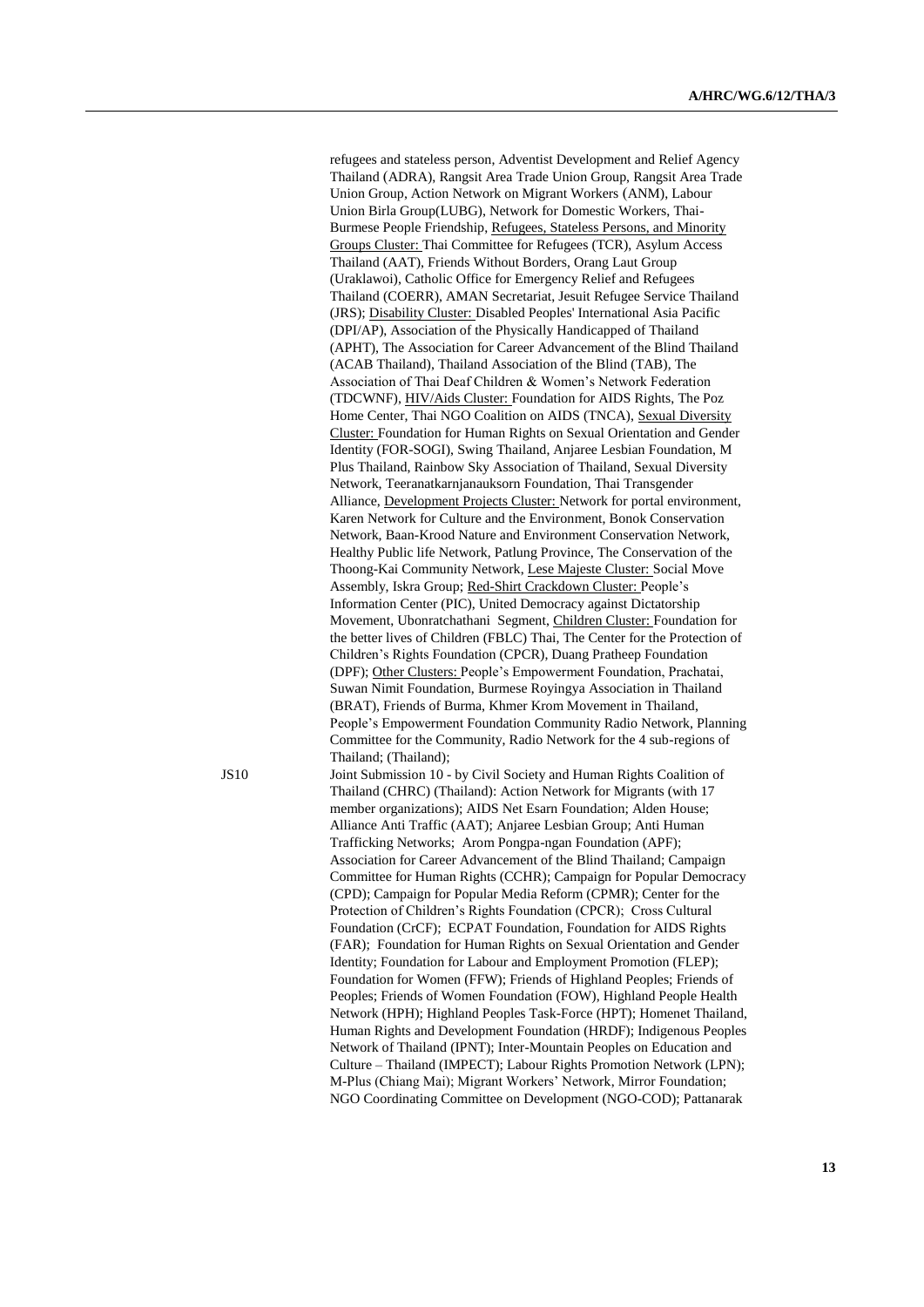refugees and stateless person, Adventist Development and Relief Agency Thailand (ADRA), Rangsit Area Trade Union Group, Rangsit Area Trade Union Group, Action Network on Migrant Workers (ANM), Labour Union Birla Group(LUBG), Network for Domestic Workers, Thai-Burmese People Friendship, Refugees, Stateless Persons, and Minority Groups Cluster: Thai Committee for Refugees (TCR), Asylum Access Thailand (AAT), Friends Without Borders, Orang Laut Group (Uraklawoi), Catholic Office for Emergency Relief and Refugees Thailand (COERR), AMAN Secretariat, Jesuit Refugee Service Thailand (JRS); Disability Cluster: Disabled Peoples' International Asia Pacific (DPI/AP), Association of the Physically Handicapped of Thailand (APHT), The Association for Career Advancement of the Blind Thailand (ACAB Thailand), Thailand Association of the Blind (TAB), The Association of Thai Deaf Children & Women's Network Federation (TDCWNF), HIV/Aids Cluster: Foundation for AIDS Rights, The Poz Home Center, Thai NGO Coalition on AIDS (TNCA), Sexual Diversity Cluster: Foundation for Human Rights on Sexual Orientation and Gender Identity (FOR-SOGI), Swing Thailand, Anjaree Lesbian Foundation, M Plus Thailand, Rainbow Sky Association of Thailand, Sexual Diversity Network, Teeranatkarnjanauksorn Foundation, Thai Transgender Alliance, Development Projects Cluster: Network for portal environment, Karen Network for Culture and the Environment, Bonok Conservation Network, Baan-Krood Nature and Environment Conservation Network, Healthy Public life Network, Patlung Province, The Conservation of the Thoong-Kai Community Network, Lese Majeste Cluster: Social Move Assembly, Iskra Group; Red-Shirt Crackdown Cluster: People's Information Center (PIC), United Democracy against Dictatorship Movement, Ubonratchathani Segment, Children Cluster: Foundation for the better lives of Children (FBLC) Thai, The Center for the Protection of Children's Rights Foundation (CPCR), Duang Pratheep Foundation (DPF); Other Clusters: People's Empowerment Foundation, Prachatai, Suwan Nimit Foundation, Burmese Royingya Association in Thailand (BRAT), Friends of Burma, Khmer Krom Movement in Thailand, People's Empowerment Foundation Community Radio Network, Planning Committee for the Community, Radio Network for the 4 sub-regions of Thailand; (Thailand);

JS10 Joint Submission 10 - by Civil Society and Human Rights Coalition of Thailand (CHRC) (Thailand): Action Network for Migrants (with 17 member organizations); AIDS Net Esarn Foundation; Alden House; Alliance Anti Traffic (AAT); Anjaree Lesbian Group; Anti Human Trafficking Networks; Arom Pongpa-ngan Foundation (APF); Association for Career Advancement of the Blind Thailand; Campaign Committee for Human Rights (CCHR); Campaign for Popular Democracy (CPD); Campaign for Popular Media Reform (CPMR); Center for the Protection of Children's Rights Foundation (CPCR); Cross Cultural Foundation (CrCF); ECPAT Foundation, Foundation for AIDS Rights (FAR); Foundation for Human Rights on Sexual Orientation and Gender Identity; Foundation for Labour and Employment Promotion (FLEP); Foundation for Women (FFW); Friends of Highland Peoples; Friends of Peoples; Friends of Women Foundation (FOW), Highland People Health Network (HPH); Highland Peoples Task-Force (HPT); Homenet Thailand, Human Rights and Development Foundation (HRDF); Indigenous Peoples Network of Thailand (IPNT); Inter-Mountain Peoples on Education and Culture – Thailand (IMPECT); Labour Rights Promotion Network (LPN); M-Plus (Chiang Mai); Migrant Workers' Network, Mirror Foundation; NGO Coordinating Committee on Development (NGO-COD); Pattanarak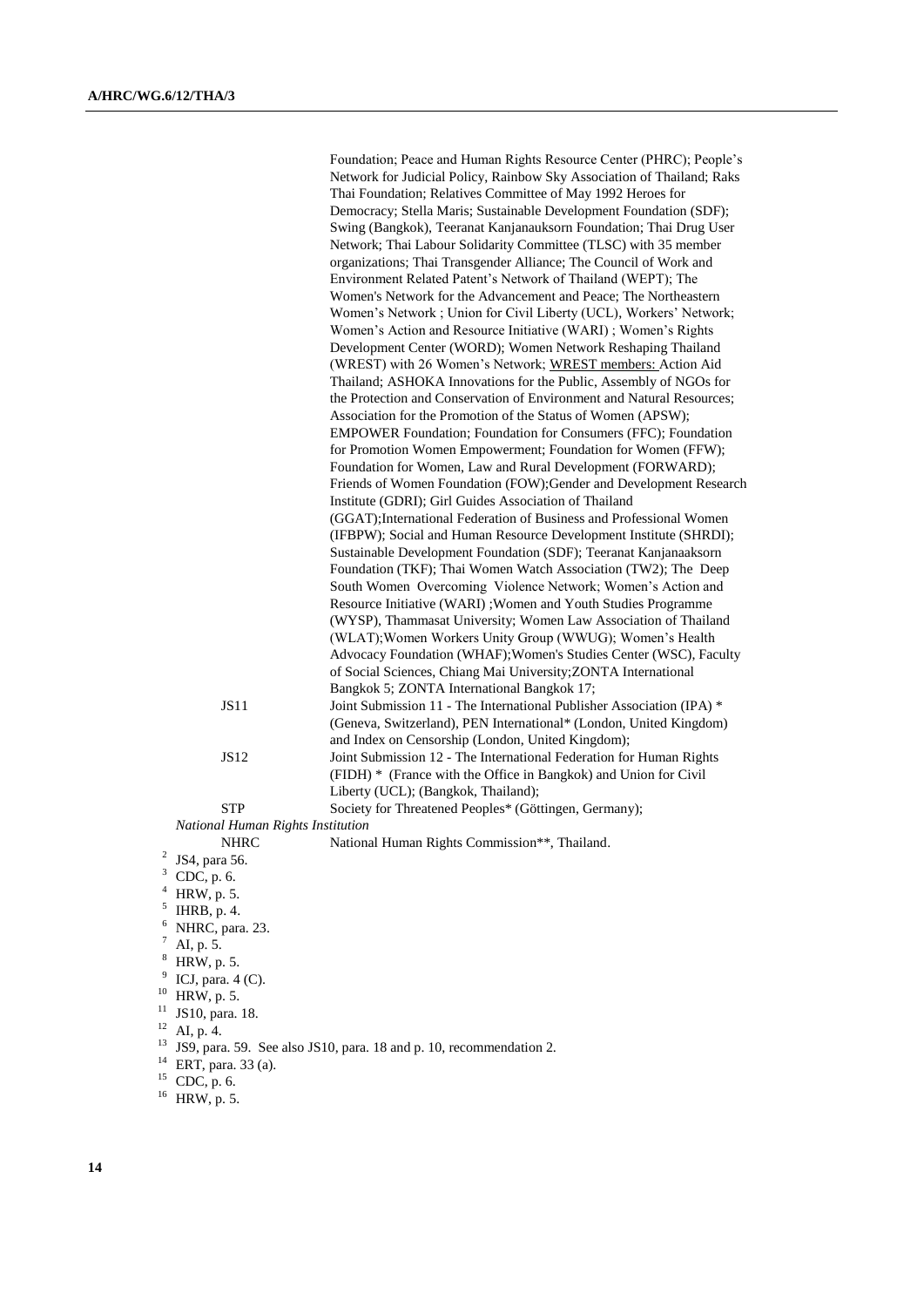Foundation; Peace and Human Rights Resource Center (PHRC); People's Network for Judicial Policy, Rainbow Sky Association of Thailand; Raks Thai Foundation; Relatives Committee of May 1992 Heroes for Democracy; Stella Maris; Sustainable Development Foundation (SDF); Swing (Bangkok), Teeranat Kanjanauksorn Foundation; Thai Drug User Network; Thai Labour Solidarity Committee (TLSC) with 35 member organizations; Thai Transgender Alliance; The Council of Work and Environment Related Patent's Network of Thailand (WEPT); The Women's Network for the Advancement and Peace; The Northeastern Women's Network ; Union for Civil Liberty (UCL), Workers' Network; Women's Action and Resource Initiative (WARI) ; Women's Rights Development Center (WORD); Women Network Reshaping Thailand (WREST) with 26 Women's Network; WREST members: Action Aid Thailand; ASHOKA Innovations for the Public, Assembly of NGOs for the Protection and Conservation of Environment and Natural Resources; Association for the Promotion of the Status of Women (APSW); EMPOWER Foundation; Foundation for Consumers (FFC); Foundation for Promotion Women Empowerment; Foundation for Women (FFW); Foundation for Women, Law and Rural Development (FORWARD); Friends of Women Foundation (FOW);Gender and Development Research Institute (GDRI); Girl Guides Association of Thailand (GGAT);International Federation of Business and Professional Women (IFBPW); Social and Human Resource Development Institute (SHRDI); Sustainable Development Foundation (SDF); Teeranat Kanjanaaksorn Foundation (TKF); Thai Women Watch Association (TW2); The Deep South Women Overcoming Violence Network; Women's Action and Resource Initiative (WARI) ;Women and Youth Studies Programme (WYSP), Thammasat University; Women Law Association of Thailand (WLAT);Women Workers Unity Group (WWUG); Women's Health Advocacy Foundation (WHAF);Women's Studies Center (WSC), Faculty of Social Sciences, Chiang Mai University;ZONTA International Bangkok 5; ZONTA International Bangkok 17;

JS11 Joint Submission 11 - The International Publisher Association (IPA) * (Geneva, Switzerland), PEN International* (London, United Kingdom) and Index on Censorship (London, United Kingdom);

JS12 Joint Submission 12 - The International Federation for Human Rights (FIDH) * (France with the Office in Bangkok) and Union for Civil Liberty (UCL); (Bangkok, Thailand);

STP Society for Threatened Peoples* (Göttingen, Germany);

*National Human Rights Institution*

NHRC National Human Rights Commission**, Thailand.

[2] JS4, para 56.
[3] CDC, p. 6.
[4] HRW, p. 5.
[5] IHRB, p. 4.
[6] NHRC, para. 23.
[7] AI, p. 5.
[8] HRW, p. 5.
[9] ICJ, para. 4 (C).
[10] HRW, p. 5.
[11] JS10, para. 18.
[12] AI, p. 4.
[13] JS9, para. 59. See also JS10, para. 18 and p. 10, recommendation 2.
[14] ERT, para. 33 (a).
[15] CDC, p. 6.
[16] HRW, p. 5.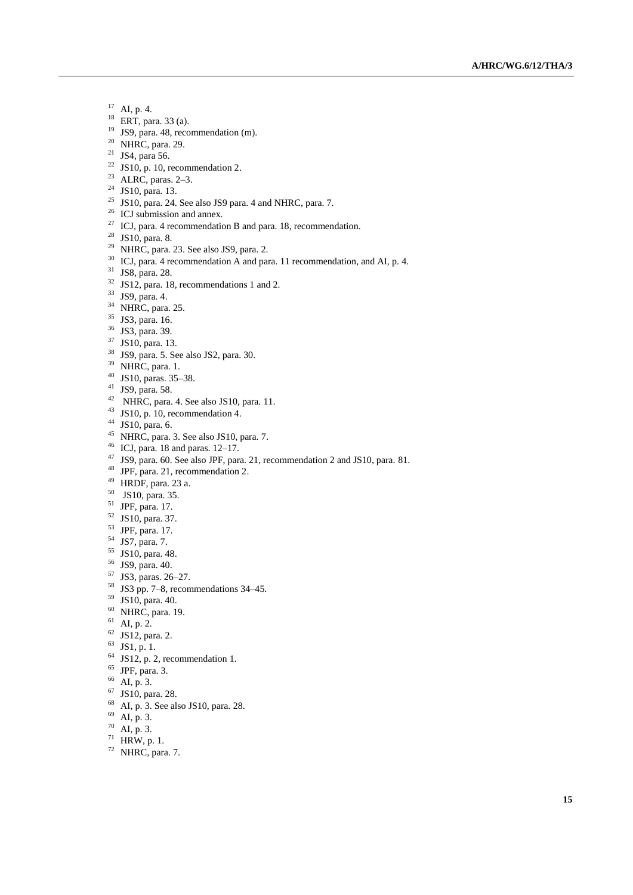[17] AI, p. 4.
[18] ERT, para. 33 (a).
[19] JS9, para. 48, recommendation (m).
[20] NHRC, para. 29.
[21] JS4, para 56.
[22] JS10, p. 10, recommendation 2.
[23] ALRC, paras. 2–3.
[24] JS10, para. 13.
[25] JS10, para. 24. See also JS9 para. 4 and NHRC, para. 7.
[26] ICJ submission and annex.
[27] ICJ, para. 4 recommendation B and para. 18, recommendation.
[28] JS10, para. 8.
[29] NHRC, para. 23. See also JS9, para. 2.
[30] ICJ, para. 4 recommendation A and para. 11 recommendation, and AI, p. 4.
[31] JS8, para. 28.
[32] JS12, para. 18, recommendations 1 and 2.
[33] JS9, para. 4.
[34] NHRC, para. 25.
[35] JS3, para. 16.
[36] JS3, para. 39.
[37] JS10, para. 13.
[38] JS9, para. 5. See also JS2, para. 30.
[39] NHRC, para. 1.
[40] JS10, paras. 35–38.
[41] JS9, para. 58.
[42] NHRC, para. 4. See also JS10, para. 11.
[43] JS10, p. 10, recommendation 4.
[44] JS10, para. 6.
[45] NHRC, para. 3. See also JS10, para. 7.
[46] ICJ, para. 18 and paras. 12–17.
[47] JS9, para. 60. See also JPF, para. 21, recommendation 2 and JS10, para. 81.
[48] JPF, para. 21, recommendation 2.
[49] HRDF, para. 23 a.
[50] JS10, para. 35.
[51] JPF, para. 17.
[52] JS10, para. 37.
[53] JPF, para. 17.
[54] JS7, para. 7.
[55] JS10, para. 48.
[56] JS9, para. 40.
[57] JS3, paras. 26–27.
[58] JS3 pp. 7–8, recommendations 34–45.
[59] JS10, para. 40.
[60] NHRC, para. 19.
[61] AI, p. 2.
[62] JS12, para. 2.
[63] JS1, p. 1.
[64] JS12, p. 2, recommendation 1.
[65] JPF, para. 3.
[66] AI, p. 3.
[67] JS10, para. 28.
[68] AI, p. 3. See also JS10, para. 28.
[69] AI, p. 3.
[70] AI, p. 3.
[71] HRW, p. 1.
[72] NHRC, para. 7.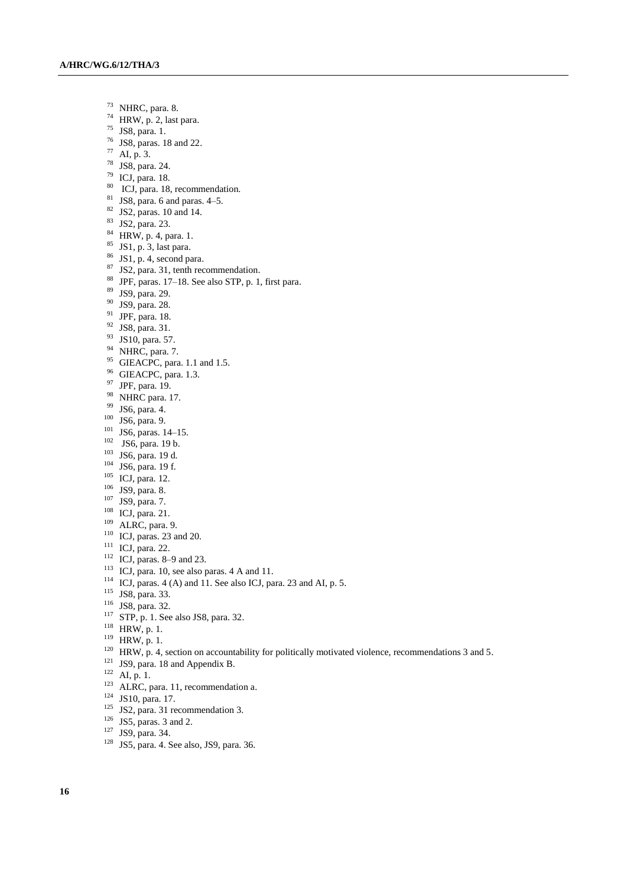[73] NHRC, para. 8.
[74] HRW, p. 2, last para.
[75] JS8, para. 1.
[76] JS8, paras. 18 and 22.
[77] AI, p. 3.
[78] JS8, para. 24.
[79] ICJ, para. 18.
[80] ICJ, para. 18, recommendation.
[81] JS8, para. 6 and paras. 4–5.
[82] JS2, paras. 10 and 14.
[83] JS2, para. 23.
[84] HRW, p. 4, para. 1.
[85] JS1, p. 3, last para.
[86] JS1, p. 4, second para.
[87] JS2, para. 31, tenth recommendation.
[88] JPF, paras. 17–18. See also STP, p. 1, first para.
[89] JS9, para. 29.
[90] JS9, para. 28.
[91] JPF, para. 18.
[92] JS8, para. 31.
[93] JS10, para. 57.
[94] NHRC, para. 7.
[95] GIEACPC, para. 1.1 and 1.5.
[96] GIEACPC, para. 1.3.
[97] JPF, para. 19.
[98] NHRC para. 17.
[99] JS6, para. 4.
[100] JS6, para. 9.
[101] JS6, paras. 14–15.
[102] JS6, para. 19 b.
[103] JS6, para. 19 d.
[104] JS6, para. 19 f.
[105] ICJ, para. 12.
[106] JS9, para. 8.
[107] JS9, para. 7.
[108] ICJ, para. 21.
[109] ALRC, para. 9.
[110] ICJ, paras. 23 and 20.
[111] ICJ, para. 22.
[112] ICJ, paras. 8–9 and 23.
[113] ICJ, para. 10, see also paras. 4 A and 11.
[114] ICJ, paras. 4 (A) and 11. See also ICJ, para. 23 and AI, p. 5.
[115] JS8, para. 33.
[116] JS8, para. 32.
[117] STP, p. 1. See also JS8, para. 32.
[118] HRW, p. 1.
[119] HRW, p. 1.
[120] HRW, p. 4, section on accountability for politically motivated violence, recommendations 3 and 5.
[121] JS9, para. 18 and Appendix B.
[122] AI, p. 1.
[123] ALRC, para. 11, recommendation a.
[124] JS10, para. 17.
[125] JS2, para. 31 recommendation 3.
[126] JS5, paras. 3 and 2.
[127] JS9, para. 34.
[128] JS5, para. 4. See also, JS9, para. 36.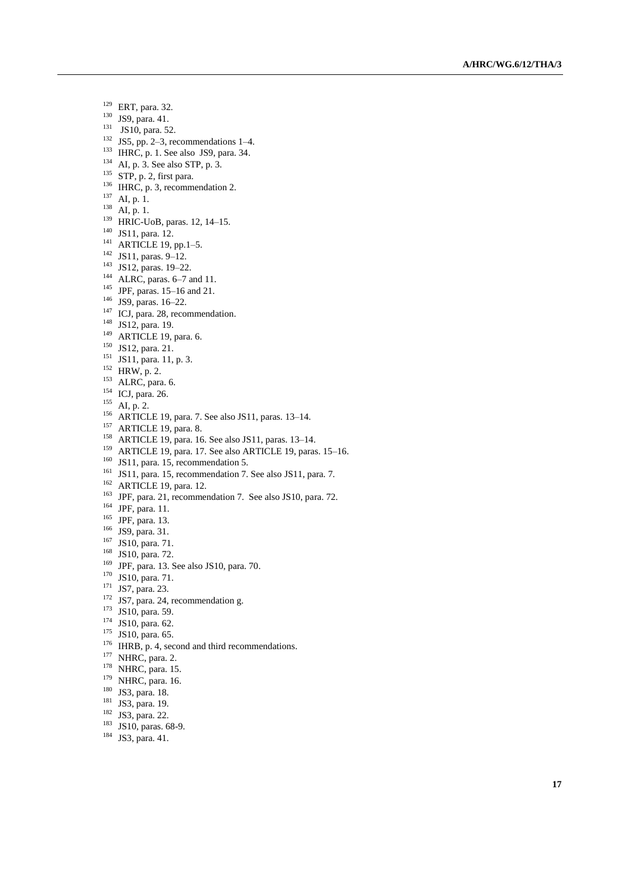[129] ERT, para. 32.
[130] JS9, para. 41.
[131] JS10, para. 52.
[132] JS5, pp. 2–3, recommendations 1–4.
[133] IHRC, p. 1. See also JS9, para. 34.
[134] AI, p. 3. See also STP, p. 3.
[135] STP, p. 2, first para.
[136] IHRC, p. 3, recommendation 2.
[137] AI, p. 1.
[138] AI, p. 1.
[139] HRIC-UoB, paras. 12, 14–15.
[140] JS11, para. 12.
[141] ARTICLE 19, pp.1–5.
[142] JS11, paras. 9–12.
[143] JS12, paras. 19–22.
[144] ALRC, paras. 6–7 and 11.
[145] JPF, paras. 15–16 and 21.
[146] JS9, paras. 16–22.
[147] ICJ, para. 28, recommendation.
[148] JS12, para. 19.
[149] ARTICLE 19, para. 6.
[150] JS12, para. 21.
[151] JS11, para. 11, p. 3.
[152] HRW, p. 2.
[153] ALRC, para. 6.
[154] ICJ, para. 26.
[155] AI, p. 2.
[156] ARTICLE 19, para. 7. See also JS11, paras. 13–14.
[157] ARTICLE 19, para. 8.
[158] ARTICLE 19, para. 16. See also JS11, paras. 13–14.
[159] ARTICLE 19, para. 17. See also ARTICLE 19, paras. 15–16.
[160] JS11, para. 15, recommendation 5.
[161] JS11, para. 15, recommendation 7. See also JS11, para. 7.
[162] ARTICLE 19, para. 12.
[163] JPF, para. 21, recommendation 7. See also JS10, para. 72.
[164] JPF, para. 11.
[165] JPF, para. 13.
[166] JS9, para. 31.
[167] JS10, para. 71.
[168] JS10, para. 72.
[169] JPF, para. 13. See also JS10, para. 70.
[170] JS10, para. 71.
[171] JS7, para. 23.
[172] JS7, para. 24, recommendation g.
[173] JS10, para. 59.
[174] JS10, para. 62.
[175] JS10, para. 65.
[176] IHRB, p. 4, second and third recommendations.
[177] NHRC, para. 2.
[178] NHRC, para. 15.
[179] NHRC, para. 16.
[180] JS3, para. 18.
[181] JS3, para. 19.
[182] JS3, para. 22.
[183] JS10, paras. 68-9.
[184] JS3, para. 41.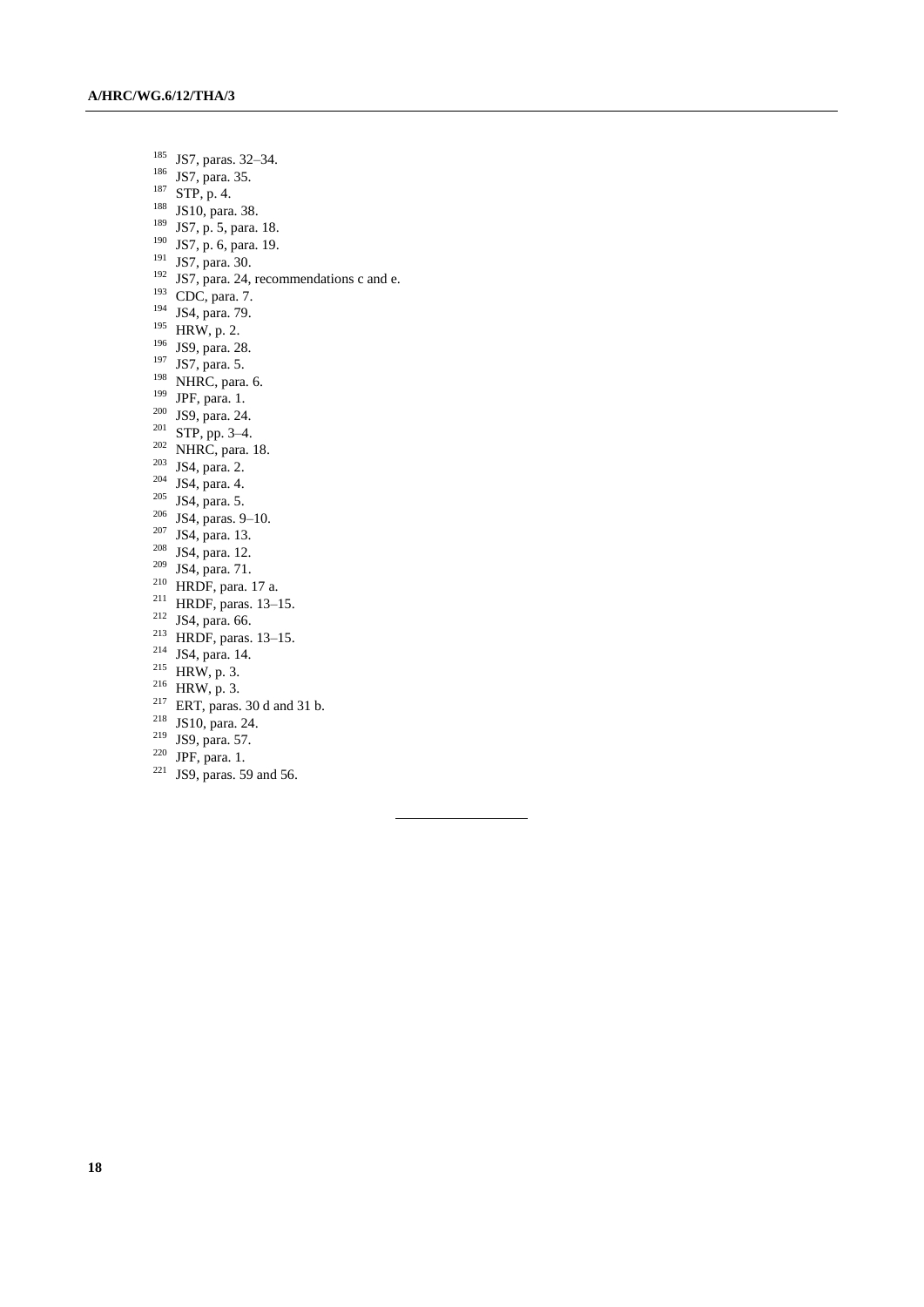[185] JS7, paras. 32–34.
[186] JS7, para. 35.
[187] STP, p. 4.
[188] JS10, para. 38.
[189] JS7, p. 5, para. 18.
[190] JS7, p. 6, para. 19.
[191] JS7, para. 30.
[192] JS7, para. 24, recommendations c and e.
[193] CDC, para. 7.
[194] JS4, para. 79.
[195] HRW, p. 2.
[196] JS9, para. 28.
[197] JS7, para. 5.
[198] NHRC, para. 6.
[199] JPF, para. 1.
[200] JS9, para. 24.
[201] STP, pp. 3–4.
[202] NHRC, para. 18.
[203] JS4, para. 2.
[204] JS4, para. 4.
[205] JS4, para. 5.
[206] JS4, paras. 9–10.
[207] JS4, para. 13.
[208] JS4, para. 12.
[209] JS4, para. 71.
[210] HRDF, para. 17 a.
[211] HRDF, paras. 13–15.
[212] JS4, para. 66.
[213] HRDF, paras. 13–15.
[214] JS4, para. 14.
[215] HRW, p. 3.
[216] HRW, p. 3.
[217] ERT, paras. 30 d and 31 b.
[218] JS10, para. 24.
[219] JS9, para. 57.
[220] JPF, para. 1.
[221] JS9, paras. 59 and 56.